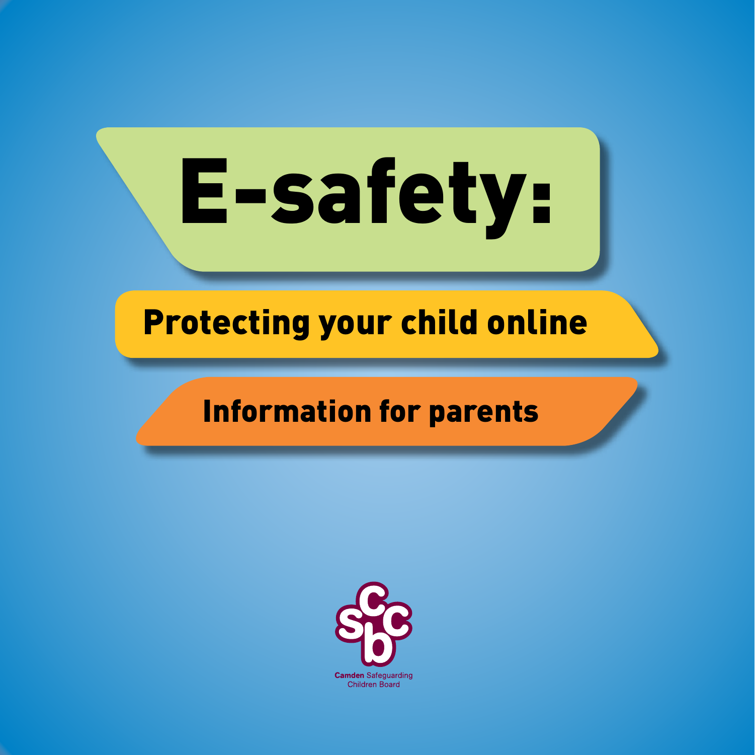# E-safety:

## Protecting your child online

### Information for parents

Camden Safeguarding Children Board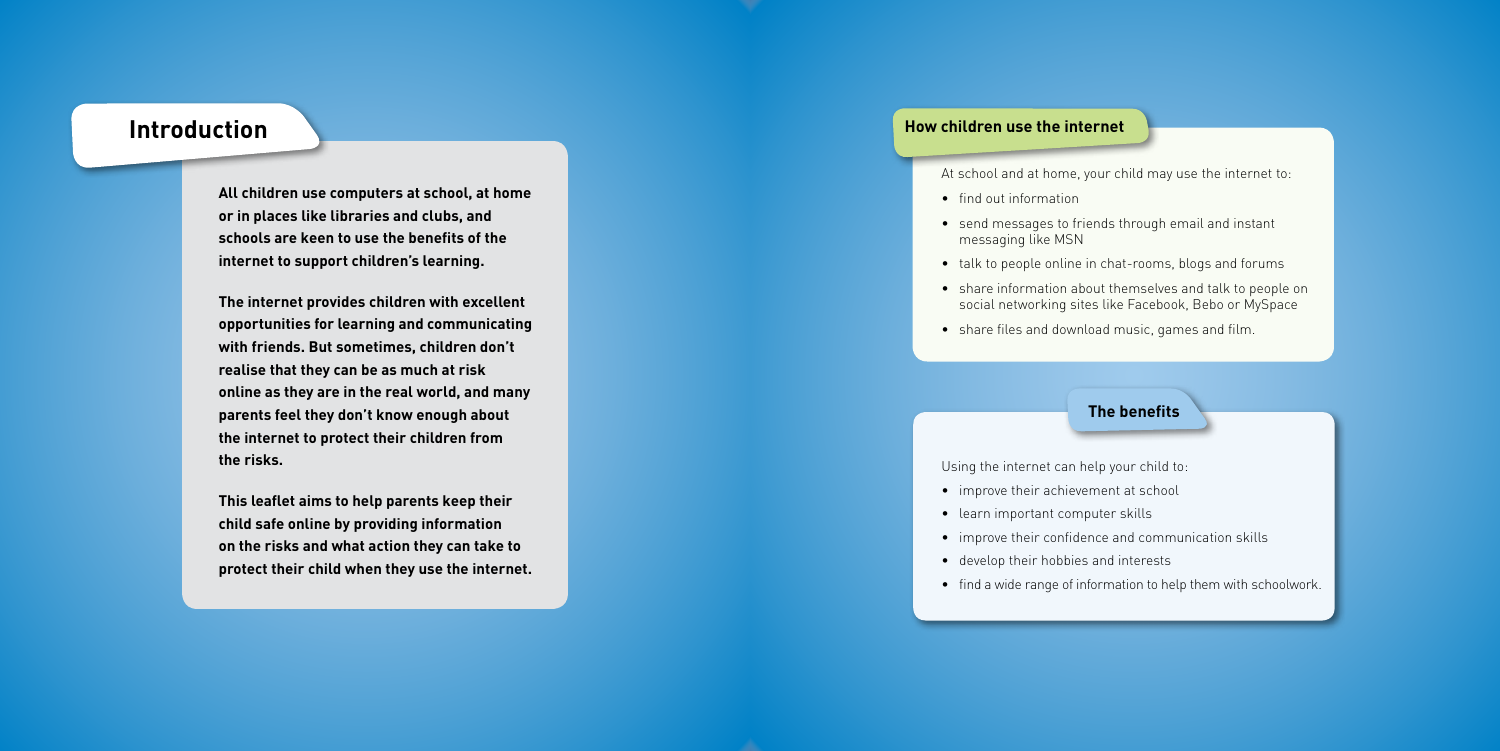## Introduction

**All children use computers at school, at home or in places like libraries and clubs, and schools are keen to use the benefits of the internet to support children's learning.**

**The internet provides children with excellent opportunities for learning and communicating with friends. But sometimes, children don't realise that they can be as much at risk online as they are in the real world, and many parents feel they don't know enough about the internet to protect their children from the risks.**

**This leaflet aims to help parents keep their child safe online by providing information on the risks and what action they can take to protect their child when they use the internet.**

### How children use the internet

At school and at home, your child may use the internet to:

- find out information
- send messages to friends through email and instant messaging like MSN
- talk to people online in chat-rooms, blogs and forums
- share information about themselves and talk to people on social networking sites like Facebook, Bebo or MySpace
- share files and download music, games and film.

### The benefits

Using the internet can help your child to:

- improve their achievement at school
- learn important computer skills
- improve their confidence and communication skills
- develop their hobbies and interests
- find a wide range of information to help them with schoolwork.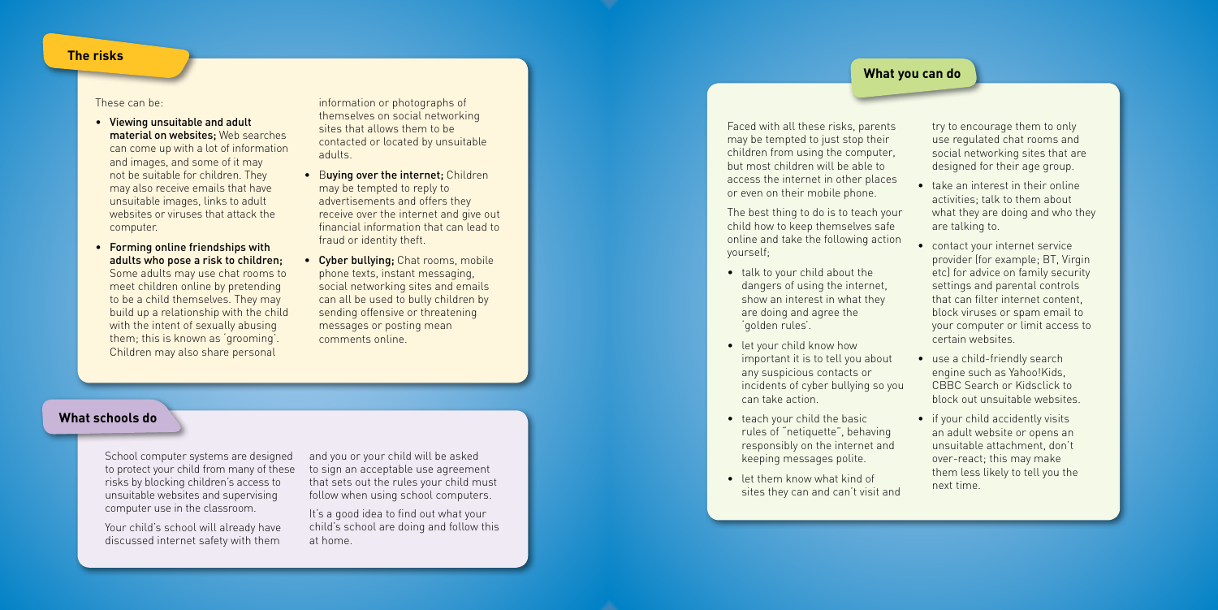## The risks

These can be:

- **Viewing unsuitable and adult material on websites;** Web searches can come up with a lot of information and images, and some of it may not be suitable for children. They may also receive emails that have unsuitable images, links to adult websites or viruses that attack the computer.
- **Forming online friendships with adults who pose a risk to children;** Some adults may use chat rooms to meet children online by pretending to be a child themselves. They may build up a relationship with the child with the intent of sexually abusing them; this is known as 'grooming'. Children may also share personal information or photographs of themselves on social networking sites that allows them to be contacted or located by unsuitable adults.
- B**uying over the internet;** Children may be tempted to reply to advertisements and offers they receive over the internet and give out financial information that can lead to fraud or identity theft.
- **Cyber bullying;** Chat rooms, mobile phone texts, instant messaging, social networking sites and emails can all be used to bully children by sending offensive or threatening messages or posting mean comments online.

## What schools do

School computer systems are designed to protect your child from many of these risks by blocking children's access to unsuitable websites and supervising computer use in the classroom.

Your child's school will already have discussed internet safety with them and you or your child will be asked to sign an acceptable use agreement that sets out the rules your child must follow when using school computers.

It's a good idea to find out what your child's school are doing and follow this at home.

## What you can do

Faced with all these risks, parents may be tempted to just stop their children from using the computer, but most children will be able to access the internet in other places or even on their mobile phone.

The best thing to do is to teach your child how to keep themselves safe online and take the following action yourself;

- talk to your child about the dangers of using the internet, show an interest in what they are doing and agree the 'golden rules'.
- let your child know how important it is to tell you about any suspicious contacts or incidents of cyber bullying so you can take action.
- teach your child the basic rules of "netiquette", behaving responsibly on the internet and keeping messages polite.
- let them know what kind of sites they can and can't visit and try to encourage them to only use regulated chat rooms and social networking sites that are designed for their age group.
- take an interest in their online activities; talk to them about what they are doing and who they are talking to.
- contact your internet service provider (for example; BT, Virgin etc) for advice on family security settings and parental controls that can filter internet content, block viruses or spam email to your computer or limit access to certain websites.
- use a child-friendly search engine such as Yahoo!Kids, CBBC Search or Kidsclick to block out unsuitable websites.
- if your child accidently visits an adult website or opens an unsuitable attachment, don't over-react; this may make them less likely to tell you the next time.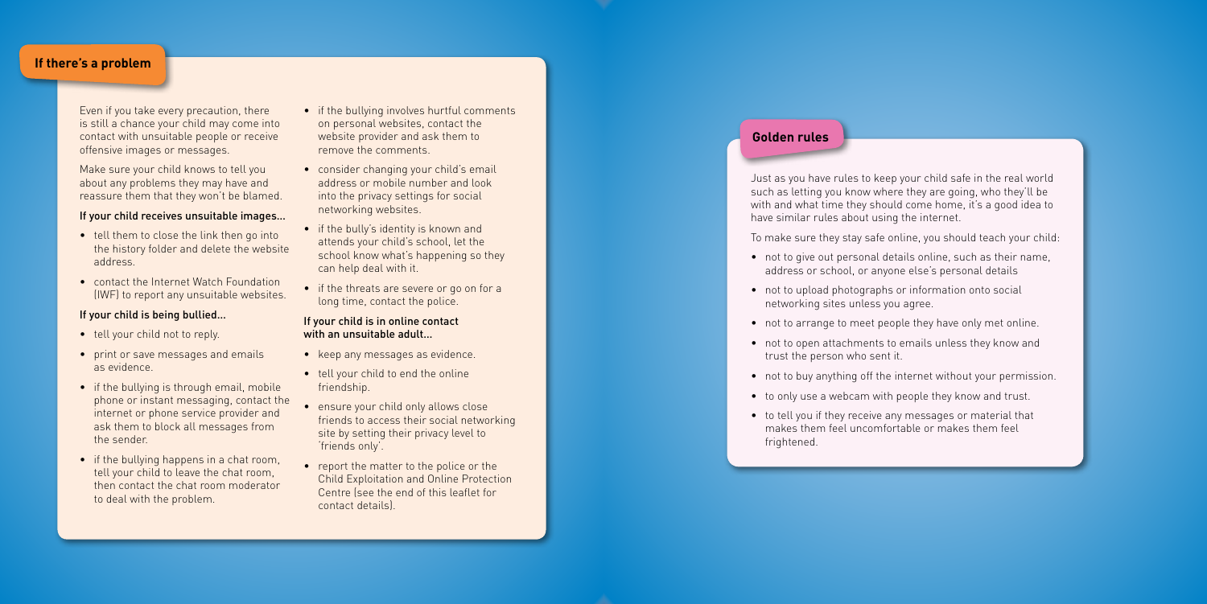## If there's a problem

Even if you take every precaution, there is still a chance your child may come into contact with unsuitable people or receive offensive images or messages.

Make sure your child knows to tell you about any problems they may have and reassure them that they won't be blamed.

### If your child receives unsuitable images...

- tell them to close the link then go into the history folder and delete the website address.
- contact the Internet Watch Foundation (IWF) to report any unsuitable websites.

### If your child is being bullied...

- tell your child not to reply.
- print or save messages and emails as evidence.
- if the bullying is through email, mobile phone or instant messaging, contact the internet or phone service provider and ask them to block all messages from the sender.
- if the bullying happens in a chat room, tell your child to leave the chat room, then contact the chat room moderator to deal with the problem.
- if the bullying involves hurtful comments on personal websites, contact the website provider and ask them to remove the comments.
- consider changing your child's email address or mobile number and look into the privacy settings for social networking websites.
- if the bully's identity is known and attends your child's school, let the school know what's happening so they can help deal with it.
- if the threats are severe or go on for a long time, contact the police.

### If your child is in online contact with an unsuitable adult...

- keep any messages as evidence.
- tell your child to end the online friendship.
- ensure your child only allows close friends to access their social networking site by setting their privacy level to 'friends only'.
- report the matter to the police or the Child Exploitation and Online Protection Centre (see the end of this leaflet for contact details).

## Golden rules

Just as you have rules to keep your child safe in the real world such as letting you know where they are going, who they'll be with and what time they should come home, it's a good idea to have similar rules about using the internet.

To make sure they stay safe online, you should teach your child:

- not to give out personal details online, such as their name, address or school, or anyone else's personal details
- not to upload photographs or information onto social networking sites unless you agree.
- not to arrange to meet people they have only met online.
- not to open attachments to emails unless they know and trust the person who sent it.
- not to buy anything off the internet without your permission.
- to only use a webcam with people they know and trust.
- to tell you if they receive any messages or material that makes them feel uncomfortable or makes them feel frightened.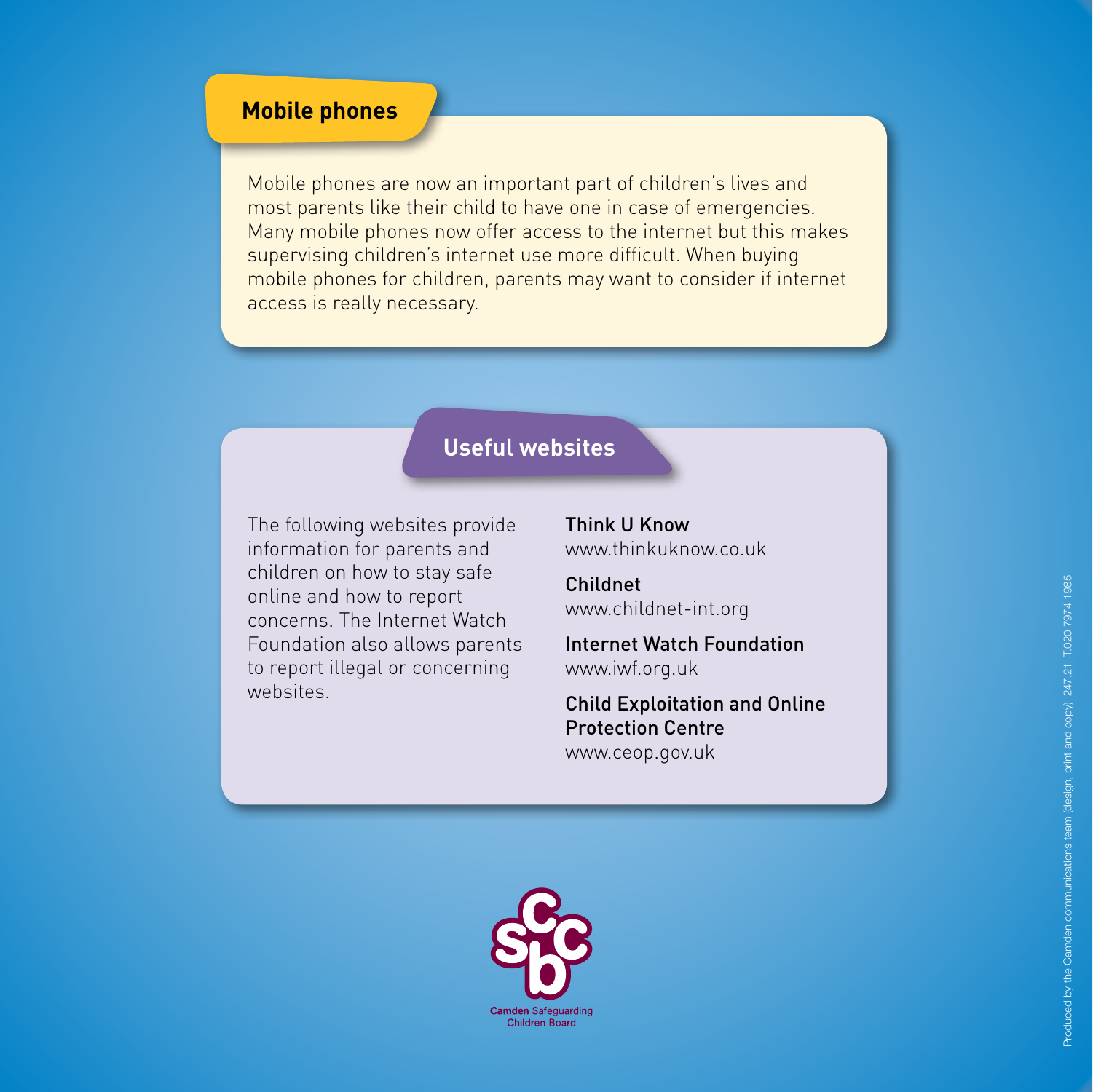## Mobile phones

Mobile phones are now an important part of children's lives and most parents like their child to have one in case of emergencies. Many mobile phones now offer access to the internet but this makes supervising children's internet use more difficult. When buying mobile phones for children, parents may want to consider if internet access is really necessary.

## Useful websites

The following websites provide information for parents and children on how to stay safe online and how to report concerns. The Internet Watch Foundation also allows parents to report illegal or concerning websites.

**Think U Know**
www.thinkuknow.co.uk

**Childnet**
www.childnet-int.org

**Internet Watch Foundation**
www.iwf.org.uk

**Child Exploitation and Online Protection Centre**
www.ceop.gov.uk

**Camden** Safeguarding Children Board

Produced by the Camden communications team (design, print and copy) 247.21 T.020 7974 1985